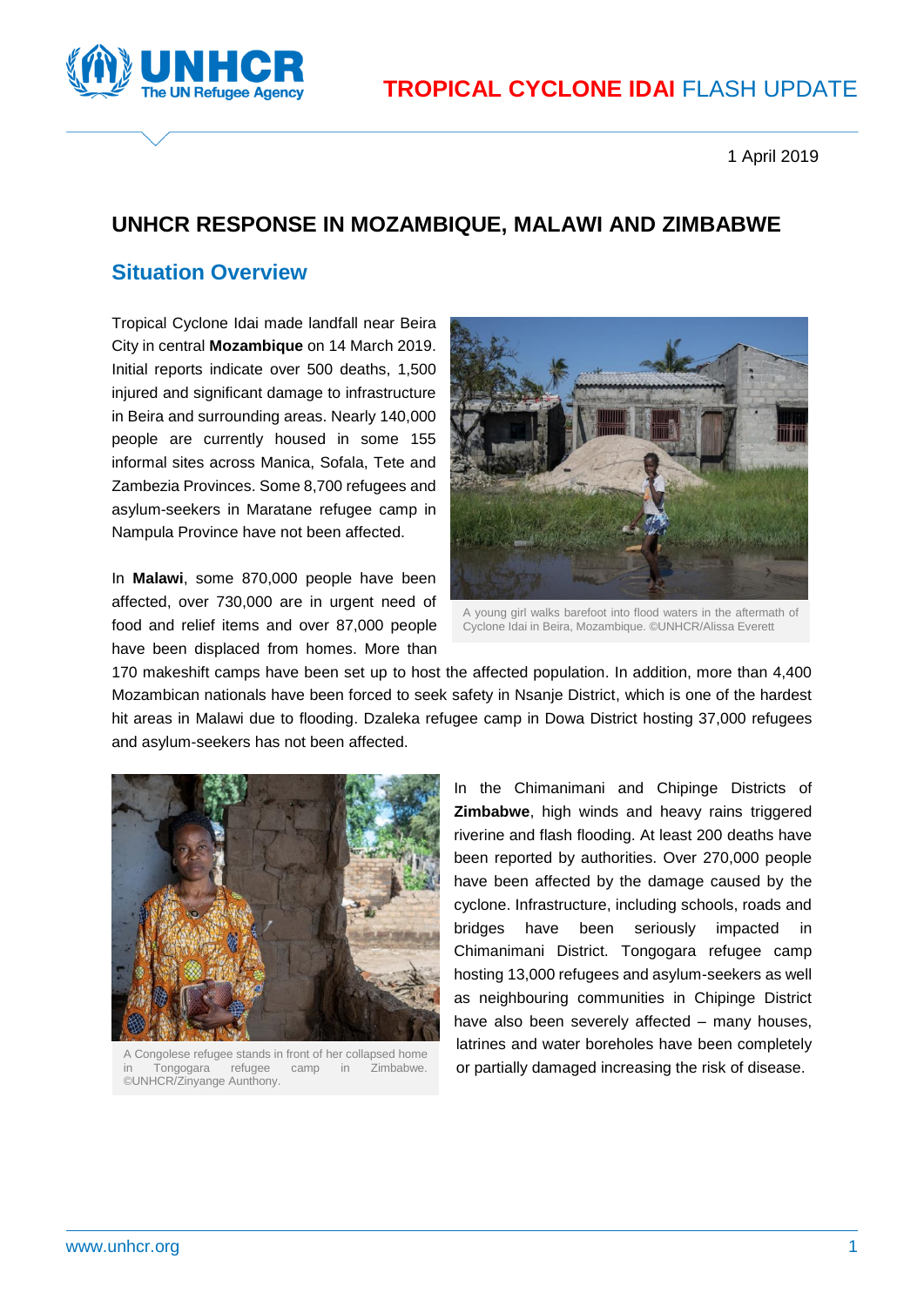# TROPICAL CYCLONE IDAI FLASH UPDATE

1 April 2019

## UNHCR RESPONSE IN MOZAMBIQUE, MALAWI AND ZIMBABWE

### Situation Overview

Tropical Cyclone Idai made landfall near Beira City in central **Mozambique** on 14 March 2019. Initial reports indicate over 500 deaths, 1,500 injured and significant damage to infrastructure in Beira and surrounding areas. Nearly 140,000 people are currently housed in some 155 informal sites across Manica, Sofala, Tete and Zambezia Provinces. Some 8,700 refugees and asylum-seekers in Maratane refugee camp in Nampula Province have not been affected.

A young girl walks barefoot into flood waters in the aftermath of Cyclone Idai in Beira, Mozambique. ©UNHCR/Alissa Everett

In **Malawi**, some 870,000 people have been affected, over 730,000 are in urgent need of food and relief items and over 87,000 people have been displaced from homes. More than 170 makeshift camps have been set up to host the affected population. In addition, more than 4,400 Mozambican nationals have been forced to seek safety in Nsanje District, which is one of the hardest hit areas in Malawi due to flooding. Dzaleka refugee camp in Dowa District hosting 37,000 refugees and asylum-seekers has not been affected.

A Congolese refugee stands in front of her collapsed home in Tongogara refugee camp in Zimbabwe. ©UNHCR/Zinyange Aunthony.

In the Chimanimani and Chipinge Districts of **Zimbabwe**, high winds and heavy rains triggered riverine and flash flooding. At least 200 deaths have been reported by authorities. Over 270,000 people have been affected by the damage caused by the cyclone. Infrastructure, including schools, roads and bridges have been seriously impacted in Chimanimani District. Tongogara refugee camp hosting 13,000 refugees and asylum-seekers as well as neighbouring communities in Chipinge District have also been severely affected – many houses, latrines and water boreholes have been completely or partially damaged increasing the risk of disease.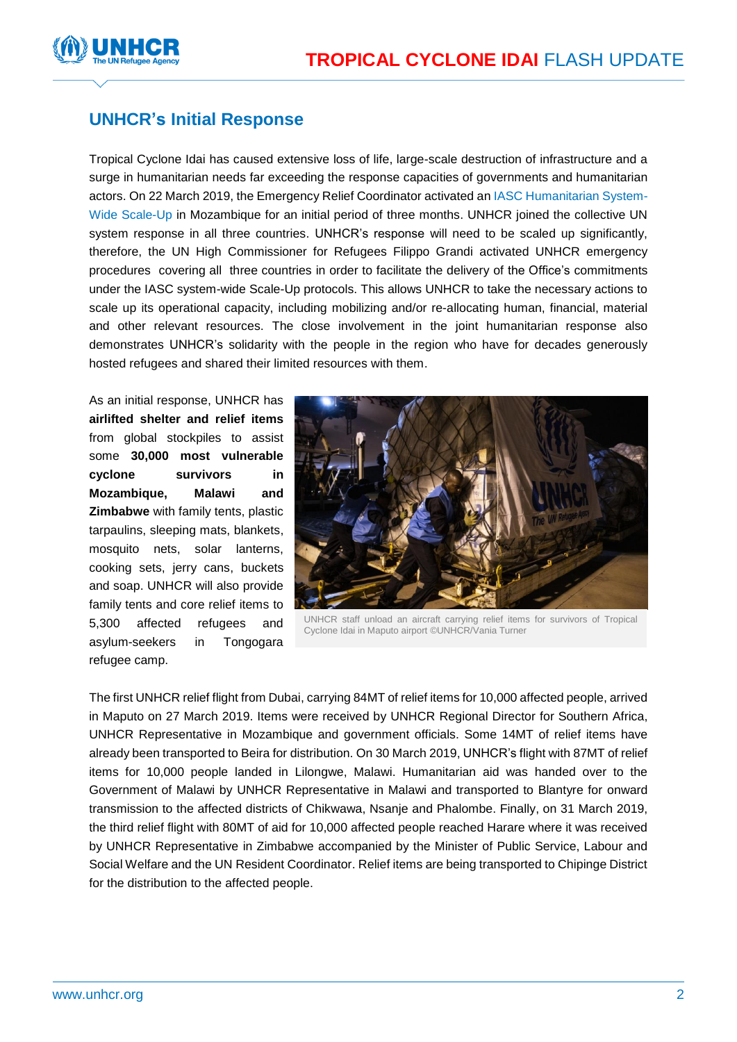## UNHCR's Initial Response

Tropical Cyclone Idai has caused extensive loss of life, large-scale destruction of infrastructure and a surge in humanitarian needs far exceeding the response capacities of governments and humanitarian actors. On 22 March 2019, the Emergency Relief Coordinator activated an IASC Humanitarian System-Wide Scale-Up in Mozambique for an initial period of three months. UNHCR joined the collective UN system response in all three countries. UNHCR's response will need to be scaled up significantly, therefore, the UN High Commissioner for Refugees Filippo Grandi activated UNHCR emergency procedures covering all three countries in order to facilitate the delivery of the Office's commitments under the IASC system-wide Scale-Up protocols. This allows UNHCR to take the necessary actions to scale up its operational capacity, including mobilizing and/or re-allocating human, financial, material and other relevant resources. The close involvement in the joint humanitarian response also demonstrates UNHCR's solidarity with the people in the region who have for decades generously hosted refugees and shared their limited resources with them.

As an initial response, UNHCR has **airlifted shelter and relief items** from global stockpiles to assist some **30,000 most vulnerable cyclone survivors in Mozambique, Malawi and Zimbabwe** with family tents, plastic tarpaulins, sleeping mats, blankets, mosquito nets, solar lanterns, cooking sets, jerry cans, buckets and soap. UNHCR will also provide family tents and core relief items to 5,300 affected refugees and asylum-seekers in Tongogara refugee camp.

UNHCR staff unload an aircraft carrying relief items for survivors of Tropical Cyclone Idai in Maputo airport ©UNHCR/Vania Turner

The first UNHCR relief flight from Dubai, carrying 84MT of relief items for 10,000 affected people, arrived in Maputo on 27 March 2019. Items were received by UNHCR Regional Director for Southern Africa, UNHCR Representative in Mozambique and government officials. Some 14MT of relief items have already been transported to Beira for distribution. On 30 March 2019, UNHCR's flight with 87MT of relief items for 10,000 people landed in Lilongwe, Malawi. Humanitarian aid was handed over to the Government of Malawi by UNHCR Representative in Malawi and transported to Blantyre for onward transmission to the affected districts of Chikwawa, Nsanje and Phalombe. Finally, on 31 March 2019, the third relief flight with 80MT of aid for 10,000 affected people reached Harare where it was received by UNHCR Representative in Zimbabwe accompanied by the Minister of Public Service, Labour and Social Welfare and the UN Resident Coordinator. Relief items are being transported to Chipinge District for the distribution to the affected people.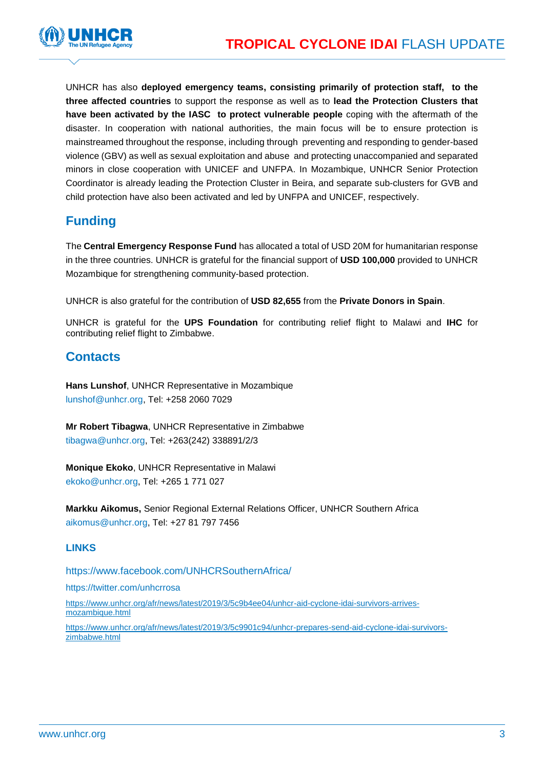UNHCR has also **deployed emergency teams, consisting primarily of protection staff, to the three affected countries** to support the response as well as to **lead the Protection Clusters that have been activated by the IASC to protect vulnerable people** coping with the aftermath of the disaster. In cooperation with national authorities, the main focus will be to ensure protection is mainstreamed throughout the response, including through preventing and responding to gender-based violence (GBV) as well as sexual exploitation and abuse and protecting unaccompanied and separated minors in close cooperation with UNICEF and UNFPA. In Mozambique, UNHCR Senior Protection Coordinator is already leading the Protection Cluster in Beira, and separate sub-clusters for GVB and child protection have also been activated and led by UNFPA and UNICEF, respectively.

## Funding

The **Central Emergency Response Fund** has allocated a total of USD 20M for humanitarian response in the three countries. UNHCR is grateful for the financial support of **USD 100,000** provided to UNHCR Mozambique for strengthening community-based protection.

UNHCR is also grateful for the contribution of **USD 82,655** from the **Private Donors in Spain**.

UNHCR is grateful for the **UPS Foundation** for contributing relief flight to Malawi and **IHC** for contributing relief flight to Zimbabwe.

## Contacts

**Hans Lunshof**, UNHCR Representative in Mozambique
lunshof@unhcr.org, Tel: +258 2060 7029

**Mr Robert Tibagwa**, UNHCR Representative in Zimbabwe
tibagwa@unhcr.org, Tel: +263(242) 338891/2/3

**Monique Ekoko**, UNHCR Representative in Malawi
ekoko@unhcr.org, Tel: +265 1 771 027

**Markku Aikomus,** Senior Regional External Relations Officer, UNHCR Southern Africa
aikomus@unhcr.org, Tel: +27 81 797 7456

### LINKS

https://www.facebook.com/UNHCRSouthernAfrica/

https://twitter.com/unhcrrosa

https://www.unhcr.org/afr/news/latest/2019/3/5c9b4ee04/unhcr-aid-cyclone-idai-survivors-arrives-mozambique.html

https://www.unhcr.org/afr/news/latest/2019/3/5c9901c94/unhcr-prepares-send-aid-cyclone-idai-survivors-zimbabwe.html